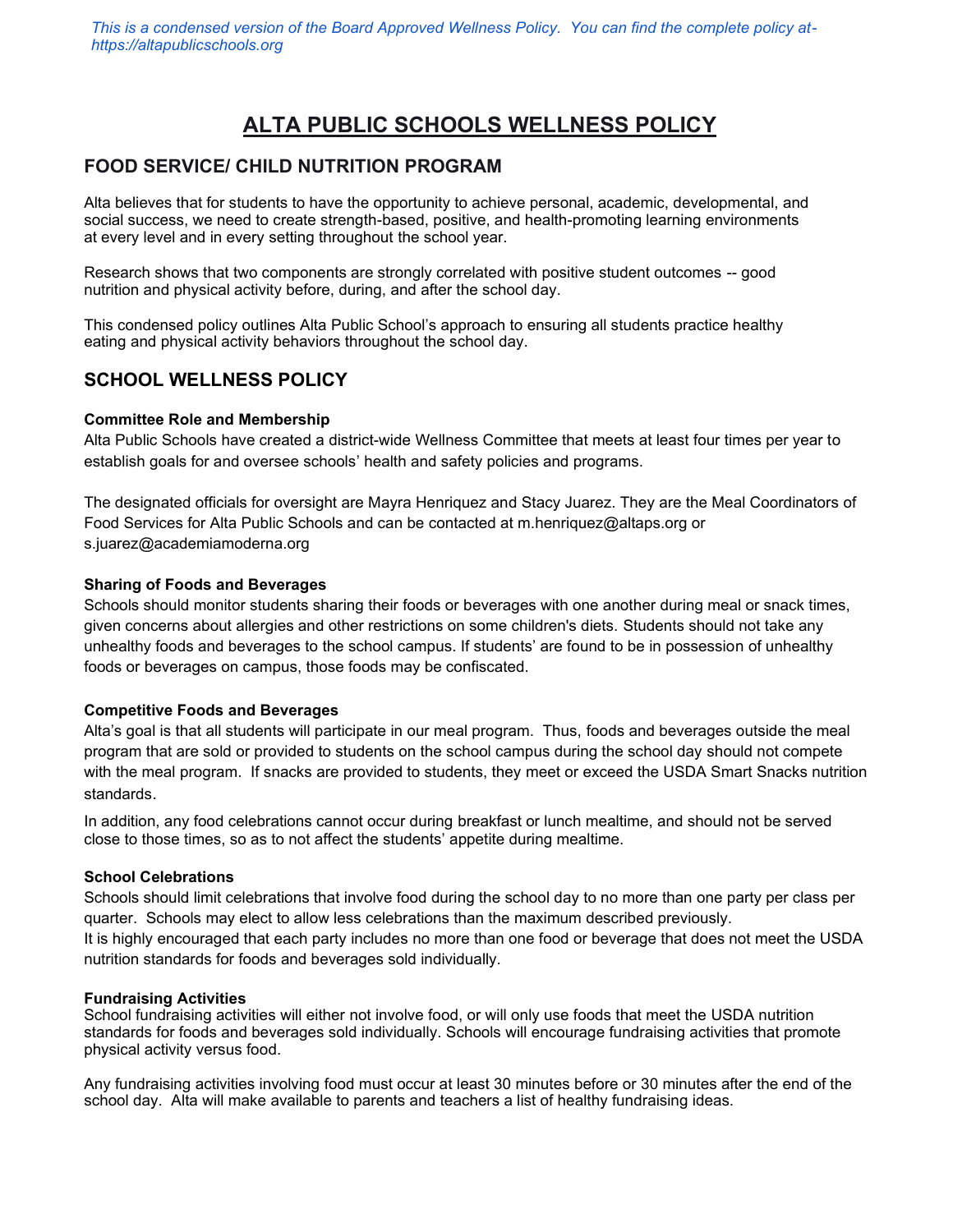*This is a condensed version of the Board Approved Wellness Policy. You can find the complete policy at- https://altapublicschools.org*

# ALTA PUBLIC SCHOOLS WELLNESS POLICY

## FOOD SERVICE/ CHILD NUTRITION PROGRAM

Alta believes that for students to have the opportunity to achieve personal, academic, developmental, and social success, we need to create strength-based, positive, and health-promoting learning environments at every level and in every setting throughout the school year.

Research shows that two components are strongly correlated with positive student outcomes -- good nutrition and physical activity before, during, and after the school day.

This condensed policy outlines Alta Public School's approach to ensuring all students practice healthy eating and physical activity behaviors throughout the school day.

## SCHOOL WELLNESS POLICY

### Committee Role and Membership

Alta Public Schools have created a district-wide Wellness Committee that meets at least four times per year to establish goals for and oversee schools' health and safety policies and programs.

The designated officials for oversight are Mayra Henriquez and Stacy Juarez. They are the Meal Coordinators of Food Services for Alta Public Schools and can be contacted at m.henriquez@altaps.org or s.juarez@academiamoderna.org

### Sharing of Foods and Beverages

Schools should monitor students sharing their foods or beverages with one another during meal or snack times, given concerns about allergies and other restrictions on some children's diets. Students should not take any unhealthy foods and beverages to the school campus. If students' are found to be in possession of unhealthy foods or beverages on campus, those foods may be confiscated.

### Competitive Foods and Beverages

Alta's goal is that all students will participate in our meal program. Thus, foods and beverages outside the meal program that are sold or provided to students on the school campus during the school day should not compete with the meal program. If snacks are provided to students, they meet or exceed the USDA Smart Snacks nutrition standards.

In addition, any food celebrations cannot occur during breakfast or lunch mealtime, and should not be served close to those times, so as to not affect the students' appetite during mealtime.

### School Celebrations

Schools should limit celebrations that involve food during the school day to no more than one party per class per quarter. Schools may elect to allow less celebrations than the maximum described previously.
It is highly encouraged that each party includes no more than one food or beverage that does not meet the USDA nutrition standards for foods and beverages sold individually.

### Fundraising Activities

School fundraising activities will either not involve food, or will only use foods that meet the USDA nutrition standards for foods and beverages sold individually. Schools will encourage fundraising activities that promote physical activity versus food.

Any fundraising activities involving food must occur at least 30 minutes before or 30 minutes after the end of the school day. Alta will make available to parents and teachers a list of healthy fundraising ideas.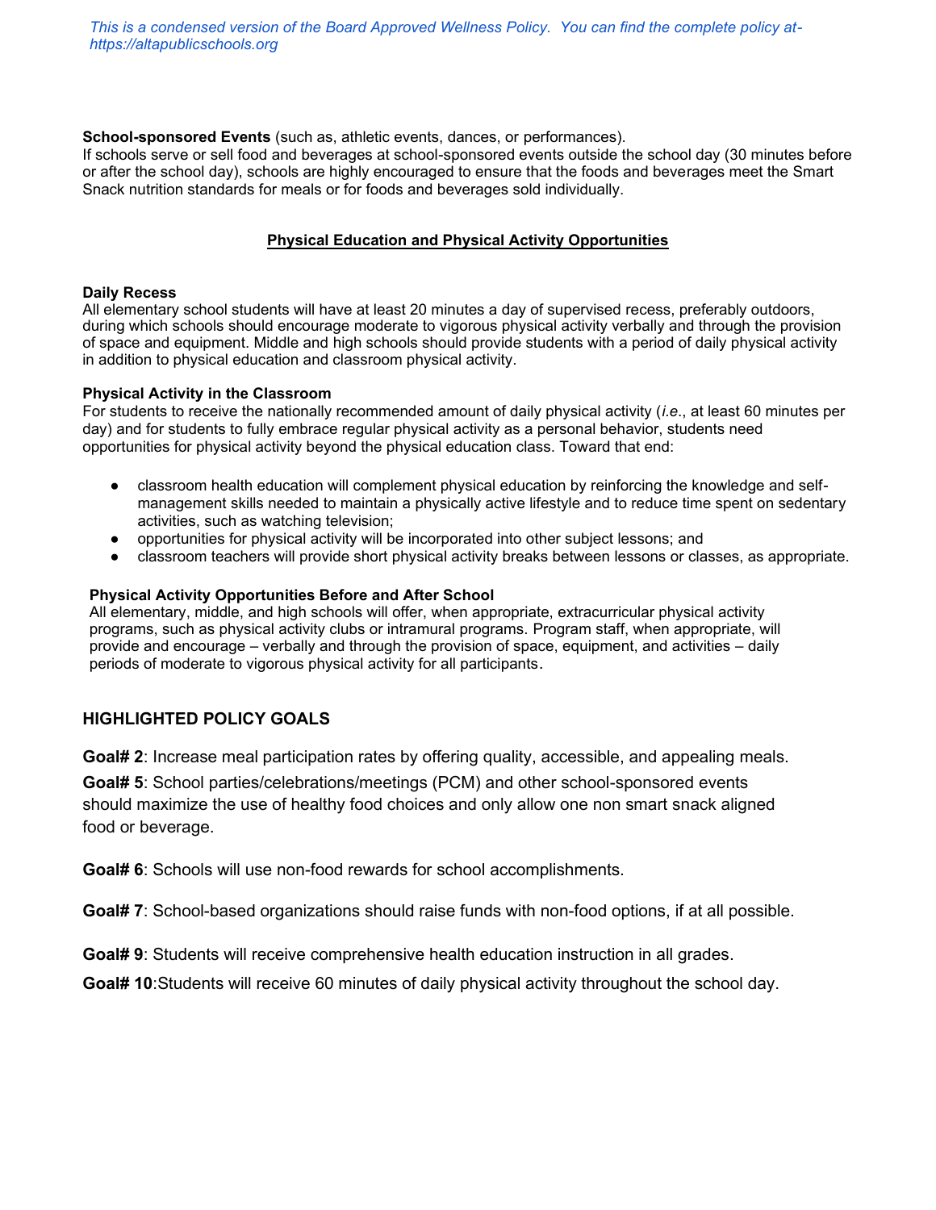*This is a condensed version of the Board Approved Wellness Policy. You can find the complete policy at- https://altapublicschools.org*

**School-sponsored Events** (such as, athletic events, dances, or performances).
If schools serve or sell food and beverages at school-sponsored events outside the school day (30 minutes before or after the school day), schools are highly encouraged to ensure that the foods and beverages meet the Smart Snack nutrition standards for meals or for foods and beverages sold individually.

## Physical Education and Physical Activity Opportunities

**Daily Recess**
All elementary school students will have at least 20 minutes a day of supervised recess, preferably outdoors, during which schools should encourage moderate to vigorous physical activity verbally and through the provision of space and equipment. Middle and high schools should provide students with a period of daily physical activity in addition to physical education and classroom physical activity.

**Physical Activity in the Classroom**
For students to receive the nationally recommended amount of daily physical activity (*i.e.*, at least 60 minutes per day) and for students to fully embrace regular physical activity as a personal behavior, students need opportunities for physical activity beyond the physical education class. Toward that end:

- classroom health education will complement physical education by reinforcing the knowledge and self-management skills needed to maintain a physically active lifestyle and to reduce time spent on sedentary activities, such as watching television;
- opportunities for physical activity will be incorporated into other subject lessons; and
- classroom teachers will provide short physical activity breaks between lessons or classes, as appropriate.

**Physical Activity Opportunities Before and After School**
All elementary, middle, and high schools will offer, when appropriate, extracurricular physical activity programs, such as physical activity clubs or intramural programs. Program staff, when appropriate, will provide and encourage – verbally and through the provision of space, equipment, and activities – daily periods of moderate to vigorous physical activity for all participants.

## HIGHLIGHTED POLICY GOALS

**Goal# 2**: Increase meal participation rates by offering quality, accessible, and appealing meals.

**Goal# 5**: School parties/celebrations/meetings (PCM) and other school-sponsored events should maximize the use of healthy food choices and only allow one non smart snack aligned food or beverage.

**Goal# 6**: Schools will use non-food rewards for school accomplishments.

**Goal# 7**: School-based organizations should raise funds with non-food options, if at all possible.

**Goal# 9**: Students will receive comprehensive health education instruction in all grades.

**Goal# 10**:Students will receive 60 minutes of daily physical activity throughout the school day.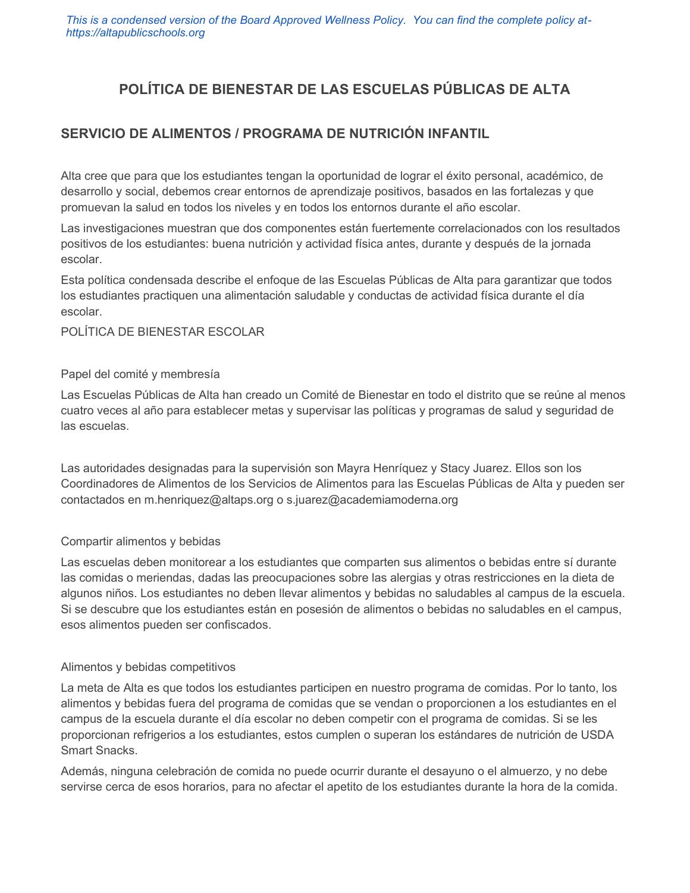*This is a condensed version of the Board Approved Wellness Policy. You can find the complete policy at- https://altapublicschools.org*

# POLÍTICA DE BIENESTAR DE LAS ESCUELAS PÚBLICAS DE ALTA

## SERVICIO DE ALIMENTOS / PROGRAMA DE NUTRICIÓN INFANTIL

Alta cree que para que los estudiantes tengan la oportunidad de lograr el éxito personal, académico, de desarrollo y social, debemos crear entornos de aprendizaje positivos, basados en las fortalezas y que promuevan la salud en todos los niveles y en todos los entornos durante el año escolar.

Las investigaciones muestran que dos componentes están fuertemente correlacionados con los resultados positivos de los estudiantes: buena nutrición y actividad física antes, durante y después de la jornada escolar.

Esta política condensada describe el enfoque de las Escuelas Públicas de Alta para garantizar que todos los estudiantes practiquen una alimentación saludable y conductas de actividad física durante el día escolar.

POLÍTICA DE BIENESTAR ESCOLAR

### Papel del comité y membresía

Las Escuelas Públicas de Alta han creado un Comité de Bienestar en todo el distrito que se reúne al menos cuatro veces al año para establecer metas y supervisar las políticas y programas de salud y seguridad de las escuelas.

Las autoridades designadas para la supervisión son Mayra Henríquez y Stacy Juarez. Ellos son los Coordinadores de Alimentos de los Servicios de Alimentos para las Escuelas Públicas de Alta y pueden ser contactados en m.henriquez@altaps.org o s.juarez@academiamoderna.org

### Compartir alimentos y bebidas

Las escuelas deben monitorear a los estudiantes que comparten sus alimentos o bebidas entre sí durante las comidas o meriendas, dadas las preocupaciones sobre las alergias y otras restricciones en la dieta de algunos niños. Los estudiantes no deben llevar alimentos y bebidas no saludables al campus de la escuela. Si se descubre que los estudiantes están en posesión de alimentos o bebidas no saludables en el campus, esos alimentos pueden ser confiscados.

### Alimentos y bebidas competitivos

La meta de Alta es que todos los estudiantes participen en nuestro programa de comidas. Por lo tanto, los alimentos y bebidas fuera del programa de comidas que se vendan o proporcionen a los estudiantes en el campus de la escuela durante el día escolar no deben competir con el programa de comidas. Si se les proporcionan refrigerios a los estudiantes, estos cumplen o superan los estándares de nutrición de USDA Smart Snacks.

Además, ninguna celebración de comida no puede ocurrir durante el desayuno o el almuerzo, y no debe servirse cerca de esos horarios, para no afectar el apetito de los estudiantes durante la hora de la comida.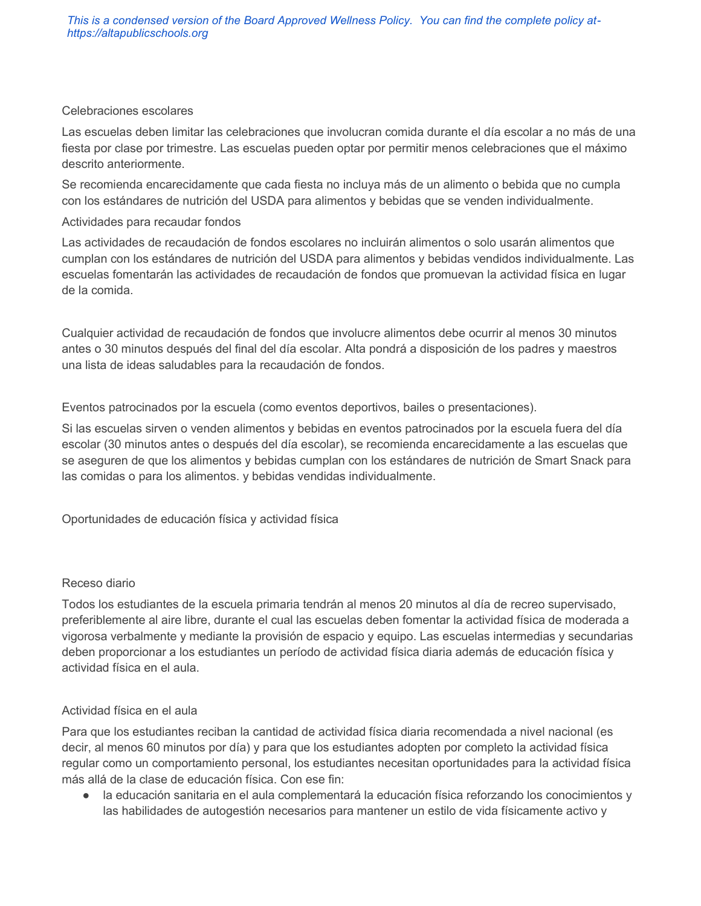*This is a condensed version of the Board Approved Wellness Policy. You can find the complete policy at- https://altapublicschools.org*

### Celebraciones escolares

Las escuelas deben limitar las celebraciones que involucran comida durante el día escolar a no más de una fiesta por clase por trimestre. Las escuelas pueden optar por permitir menos celebraciones que el máximo descrito anteriormente.

Se recomienda encarecidamente que cada fiesta no incluya más de un alimento o bebida que no cumpla con los estándares de nutrición del USDA para alimentos y bebidas que se venden individualmente.

### Actividades para recaudar fondos

Las actividades de recaudación de fondos escolares no incluirán alimentos o solo usarán alimentos que cumplan con los estándares de nutrición del USDA para alimentos y bebidas vendidos individualmente. Las escuelas fomentarán las actividades de recaudación de fondos que promuevan la actividad física en lugar de la comida.

Cualquier actividad de recaudación de fondos que involucre alimentos debe ocurrir al menos 30 minutos antes o 30 minutos después del final del día escolar. Alta pondrá a disposición de los padres y maestros una lista de ideas saludables para la recaudación de fondos.

### Eventos patrocinados por la escuela (como eventos deportivos, bailes o presentaciones).

Si las escuelas sirven o venden alimentos y bebidas en eventos patrocinados por la escuela fuera del día escolar (30 minutos antes o después del día escolar), se recomienda encarecidamente a las escuelas que se aseguren de que los alimentos y bebidas cumplan con los estándares de nutrición de Smart Snack para las comidas o para los alimentos. y bebidas vendidas individualmente.

## Oportunidades de educación física y actividad física

### Receso diario

Todos los estudiantes de la escuela primaria tendrán al menos 20 minutos al día de recreo supervisado, preferiblemente al aire libre, durante el cual las escuelas deben fomentar la actividad física de moderada a vigorosa verbalmente y mediante la provisión de espacio y equipo. Las escuelas intermedias y secundarias deben proporcionar a los estudiantes un período de actividad física diaria además de educación física y actividad física en el aula.

### Actividad física en el aula

Para que los estudiantes reciban la cantidad de actividad física diaria recomendada a nivel nacional (es decir, al menos 60 minutos por día) y para que los estudiantes adopten por completo la actividad física regular como un comportamiento personal, los estudiantes necesitan oportunidades para la actividad física más allá de la clase de educación física. Con ese fin:

- la educación sanitaria en el aula complementará la educación física reforzando los conocimientos y las habilidades de autogestión necesarios para mantener un estilo de vida físicamente activo y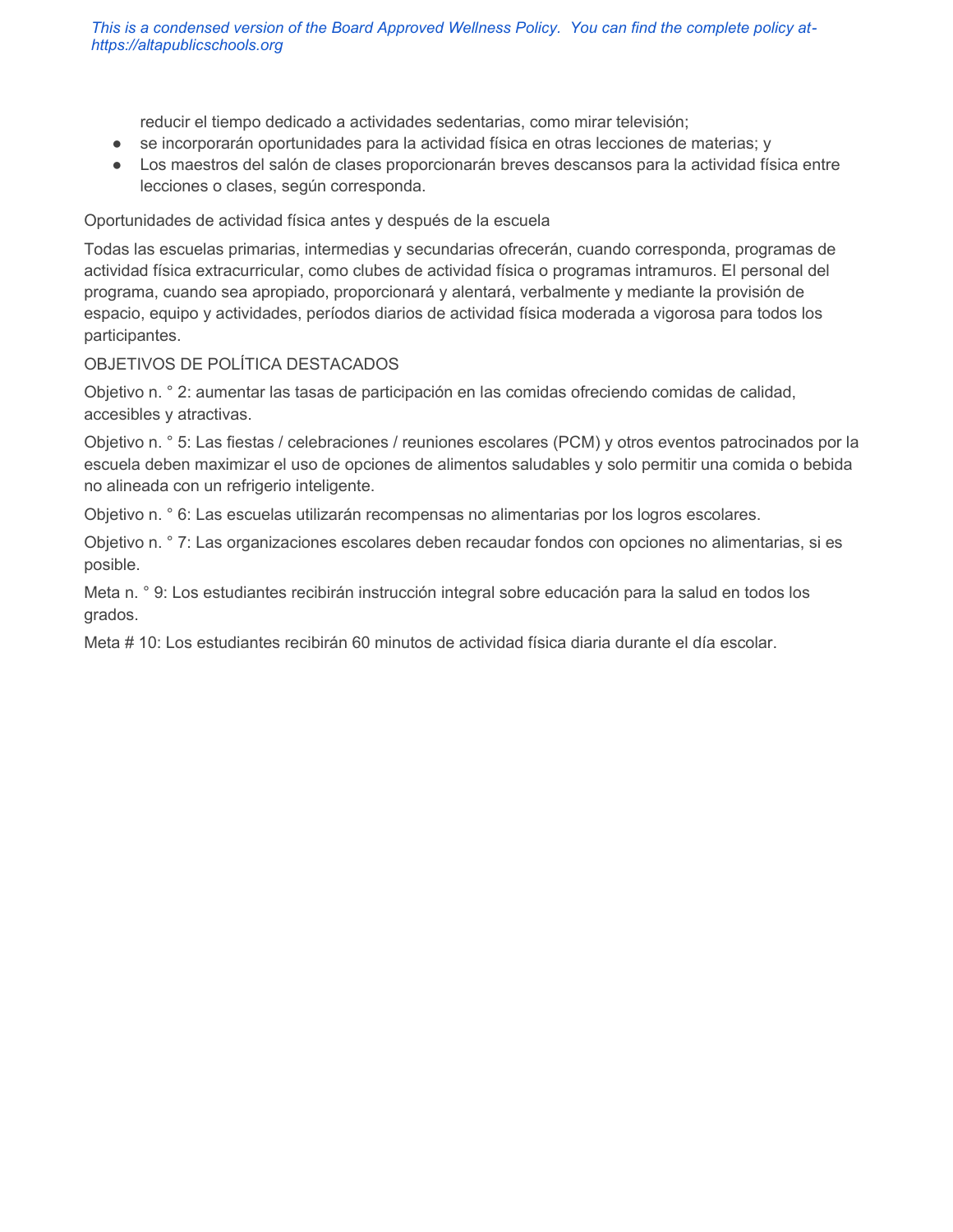reducir el tiempo dedicado a actividades sedentarias, como mirar televisión;

- se incorporarán oportunidades para la actividad física en otras lecciones de materias; y
- Los maestros del salón de clases proporcionarán breves descansos para la actividad física entre lecciones o clases, según corresponda.

Oportunidades de actividad física antes y después de la escuela

Todas las escuelas primarias, intermedias y secundarias ofrecerán, cuando corresponda, programas de actividad física extracurricular, como clubes de actividad física o programas intramuros. El personal del programa, cuando sea apropiado, proporcionará y alentará, verbalmente y mediante la provisión de espacio, equipo y actividades, períodos diarios de actividad física moderada a vigorosa para todos los participantes.

OBJETIVOS DE POLÍTICA DESTACADOS

Objetivo n. ° 2: aumentar las tasas de participación en las comidas ofreciendo comidas de calidad, accesibles y atractivas.

Objetivo n. ° 5: Las fiestas / celebraciones / reuniones escolares (PCM) y otros eventos patrocinados por la escuela deben maximizar el uso de opciones de alimentos saludables y solo permitir una comida o bebida no alineada con un refrigerio inteligente.

Objetivo n. ° 6: Las escuelas utilizarán recompensas no alimentarias por los logros escolares.

Objetivo n. ° 7: Las organizaciones escolares deben recaudar fondos con opciones no alimentarias, si es posible.

Meta n. ° 9: Los estudiantes recibirán instrucción integral sobre educación para la salud en todos los grados.

Meta # 10: Los estudiantes recibirán 60 minutos de actividad física diaria durante el día escolar.